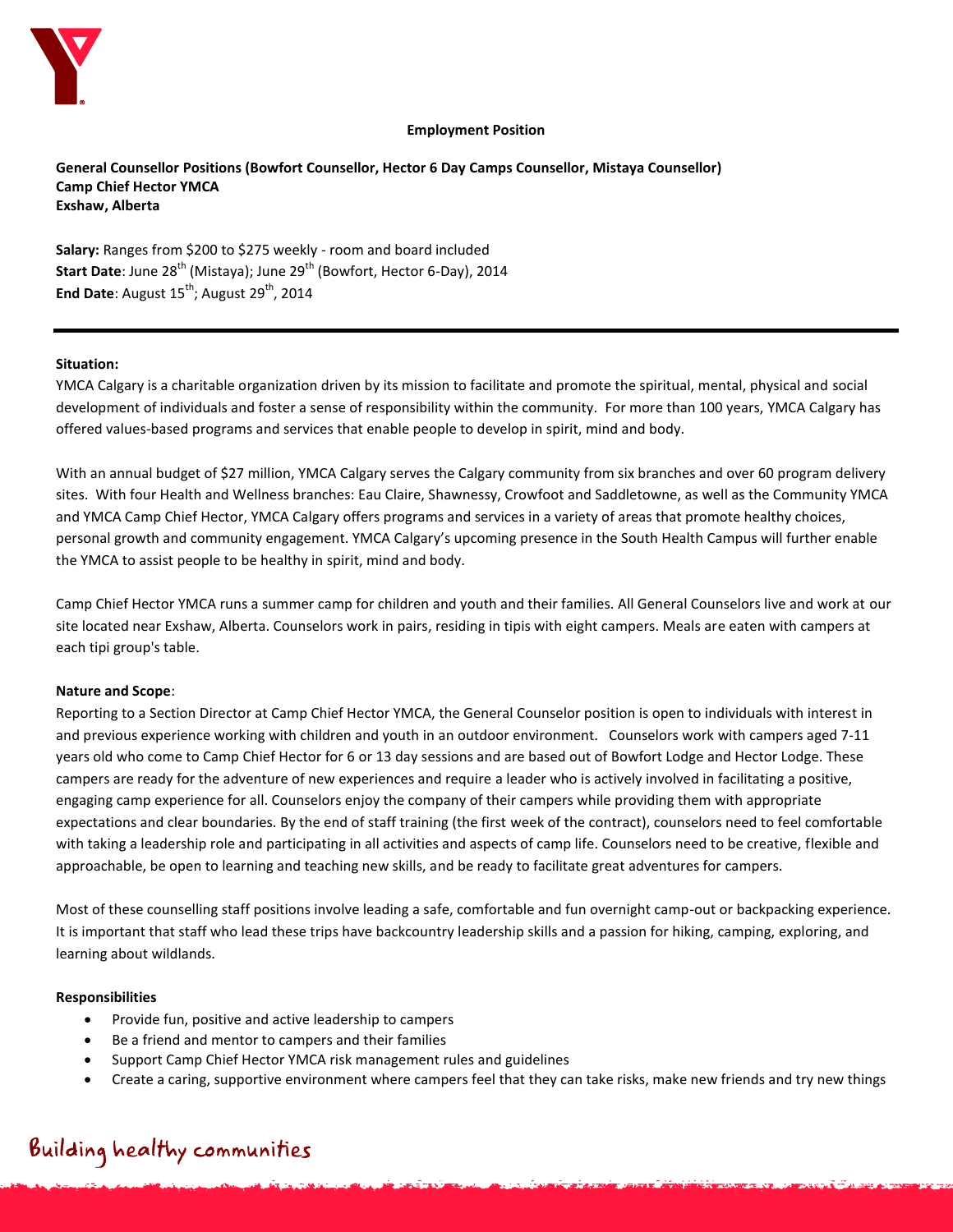**Employment Position**

**General Counsellor Positions (Bowfort Counsellor, Hector 6 Day Camps Counsellor, Mistaya Counsellor)**
**Camp Chief Hector YMCA**
**Exshaw, Alberta**

**Salary:** Ranges from $200 to $275 weekly - room and board included
**Start Date**: June 28th (Mistaya); June 29th (Bowfort, Hector 6-Day), 2014
**End Date**: August 15th; August 29th, 2014

---

**Situation:**
YMCA Calgary is a charitable organization driven by its mission to facilitate and promote the spiritual, mental, physical and social development of individuals and foster a sense of responsibility within the community. For more than 100 years, YMCA Calgary has offered values-based programs and services that enable people to develop in spirit, mind and body.

With an annual budget of $27 million, YMCA Calgary serves the Calgary community from six branches and over 60 program delivery sites. With four Health and Wellness branches: Eau Claire, Shawnessy, Crowfoot and Saddletowne, as well as the Community YMCA and YMCA Camp Chief Hector, YMCA Calgary offers programs and services in a variety of areas that promote healthy choices, personal growth and community engagement. YMCA Calgary's upcoming presence in the South Health Campus will further enable the YMCA to assist people to be healthy in spirit, mind and body.

Camp Chief Hector YMCA runs a summer camp for children and youth and their families. All General Counselors live and work at our site located near Exshaw, Alberta. Counselors work in pairs, residing in tipis with eight campers. Meals are eaten with campers at each tipi group's table.

**Nature and Scope**:
Reporting to a Section Director at Camp Chief Hector YMCA, the General Counselor position is open to individuals with interest in and previous experience working with children and youth in an outdoor environment. Counselors work with campers aged 7-11 years old who come to Camp Chief Hector for 6 or 13 day sessions and are based out of Bowfort Lodge and Hector Lodge. These campers are ready for the adventure of new experiences and require a leader who is actively involved in facilitating a positive, engaging camp experience for all. Counselors enjoy the company of their campers while providing them with appropriate expectations and clear boundaries. By the end of staff training (the first week of the contract), counselors need to feel comfortable with taking a leadership role and participating in all activities and aspects of camp life. Counselors need to be creative, flexible and approachable, be open to learning and teaching new skills, and be ready to facilitate great adventures for campers.

Most of these counselling staff positions involve leading a safe, comfortable and fun overnight camp-out or backpacking experience. It is important that staff who lead these trips have backcountry leadership skills and a passion for hiking, camping, exploring, and learning about wildlands.

**Responsibilities**

- Provide fun, positive and active leadership to campers
- Be a friend and mentor to campers and their families
- Support Camp Chief Hector YMCA risk management rules and guidelines
- Create a caring, supportive environment where campers feel that they can take risks, make new friends and try new things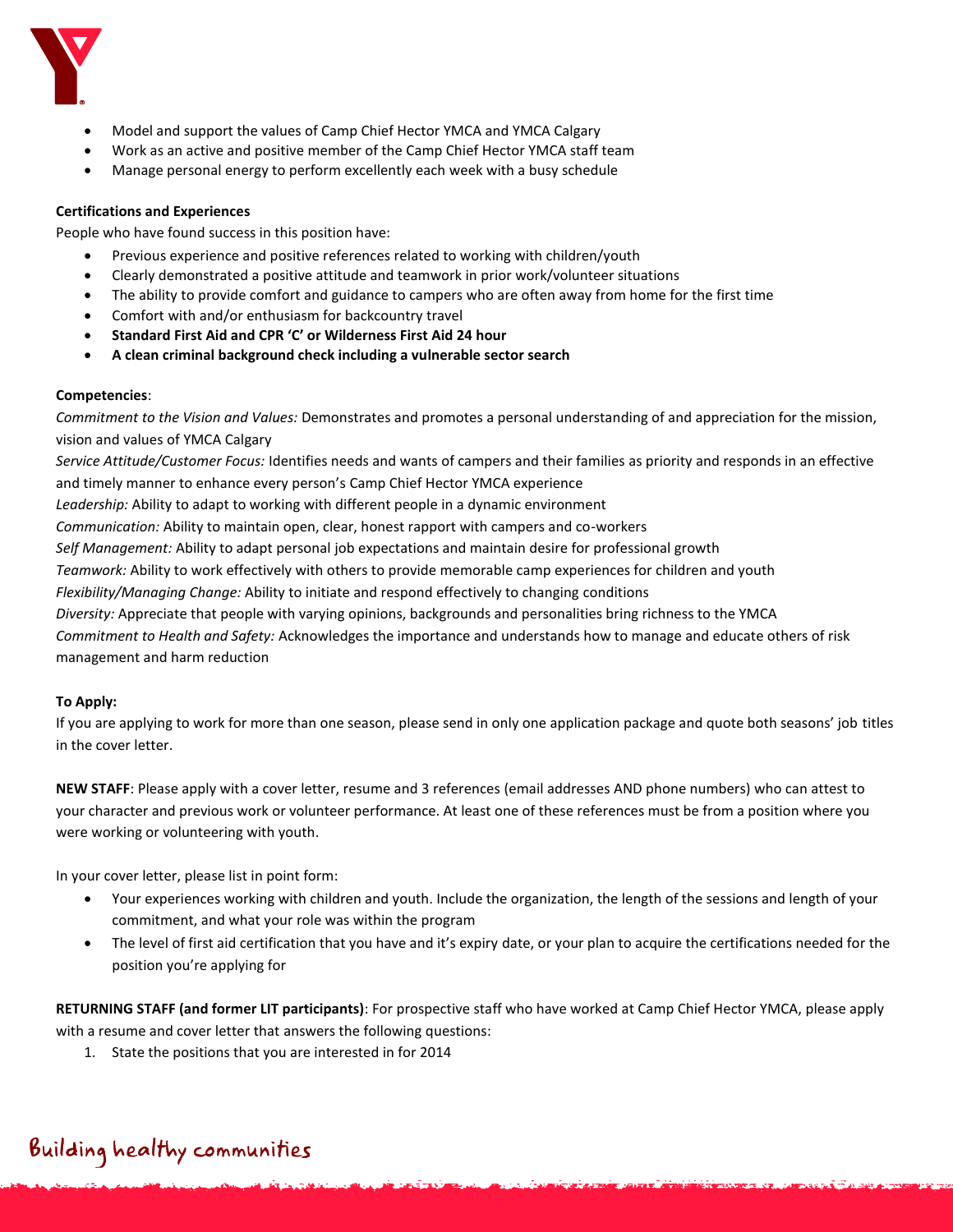- Model and support the values of Camp Chief Hector YMCA and YMCA Calgary
- Work as an active and positive member of the Camp Chief Hector YMCA staff team
- Manage personal energy to perform excellently each week with a busy schedule

**Certifications and Experiences**

People who have found success in this position have:

- Previous experience and positive references related to working with children/youth
- Clearly demonstrated a positive attitude and teamwork in prior work/volunteer situations
- The ability to provide comfort and guidance to campers who are often away from home for the first time
- Comfort with and/or enthusiasm for backcountry travel
- **Standard First Aid and CPR 'C' or Wilderness First Aid 24 hour**
- **A clean criminal background check including a vulnerable sector search**

**Competencies**:

*Commitment to the Vision and Values:* Demonstrates and promotes a personal understanding of and appreciation for the mission, vision and values of YMCA Calgary

*Service Attitude/Customer Focus:* Identifies needs and wants of campers and their families as priority and responds in an effective and timely manner to enhance every person's Camp Chief Hector YMCA experience

*Leadership:* Ability to adapt to working with different people in a dynamic environment

*Communication:* Ability to maintain open, clear, honest rapport with campers and co-workers

*Self Management:* Ability to adapt personal job expectations and maintain desire for professional growth

*Teamwork:* Ability to work effectively with others to provide memorable camp experiences for children and youth

*Flexibility/Managing Change:* Ability to initiate and respond effectively to changing conditions

*Diversity:* Appreciate that people with varying opinions, backgrounds and personalities bring richness to the YMCA

*Commitment to Health and Safety:* Acknowledges the importance and understands how to manage and educate others of risk management and harm reduction

**To Apply:**

If you are applying to work for more than one season, please send in only one application package and quote both seasons' job titles in the cover letter.

**NEW STAFF**: Please apply with a cover letter, resume and 3 references (email addresses AND phone numbers) who can attest to your character and previous work or volunteer performance. At least one of these references must be from a position where you were working or volunteering with youth.

In your cover letter, please list in point form:

- Your experiences working with children and youth. Include the organization, the length of the sessions and length of your commitment, and what your role was within the program
- The level of first aid certification that you have and it's expiry date, or your plan to acquire the certifications needed for the position you're applying for

**RETURNING STAFF (and former LIT participants)**: For prospective staff who have worked at Camp Chief Hector YMCA, please apply with a resume and cover letter that answers the following questions:

1. State the positions that you are interested in for 2014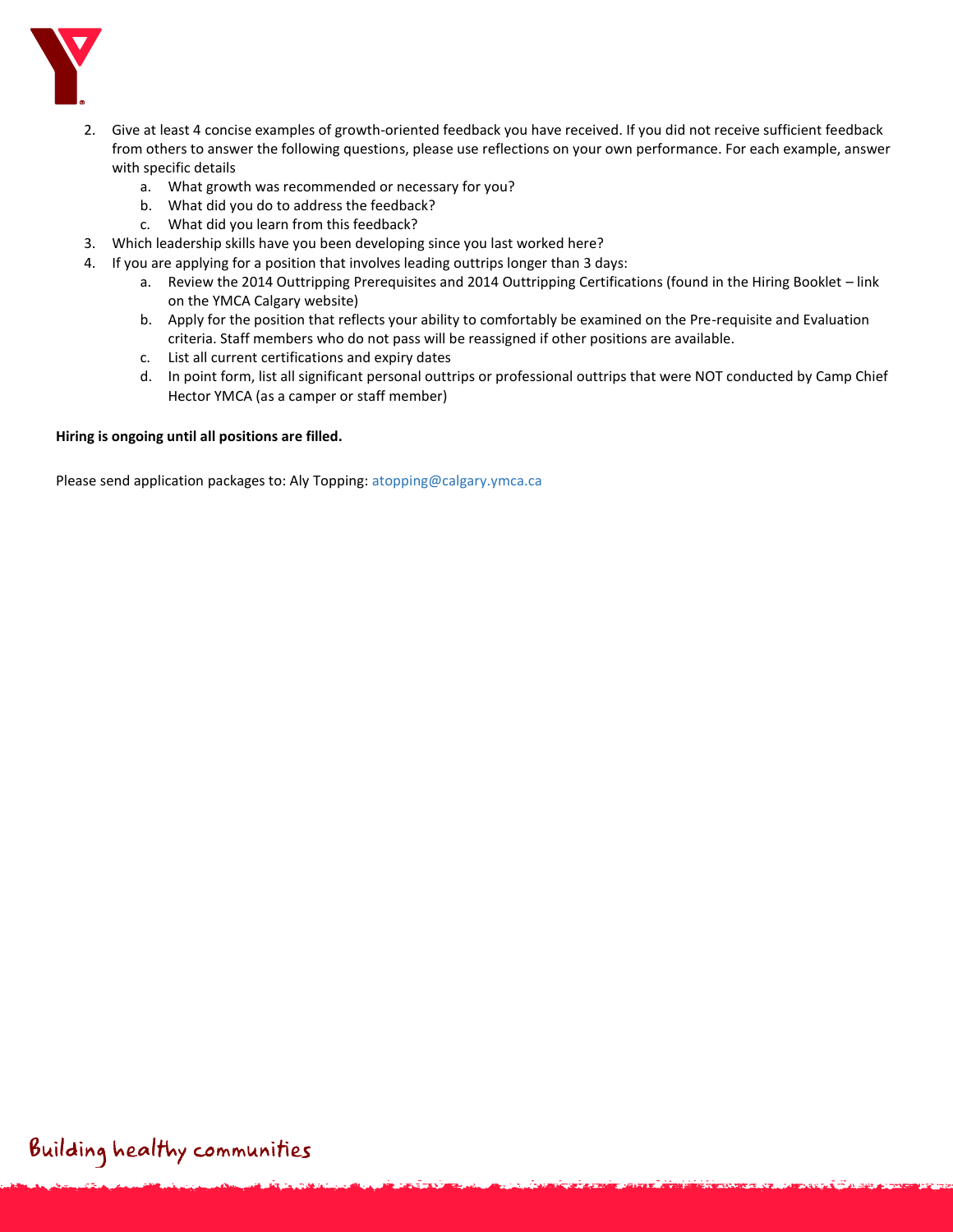2. Give at least 4 concise examples of growth-oriented feedback you have received. If you did not receive sufficient feedback from others to answer the following questions, please use reflections on your own performance. For each example, answer with specific details
    a. What growth was recommended or necessary for you?
    b. What did you do to address the feedback?
    c. What did you learn from this feedback?
3. Which leadership skills have you been developing since you last worked here?
4. If you are applying for a position that involves leading outtrips longer than 3 days:
    a. Review the 2014 Outtripping Prerequisites and 2014 Outtripping Certifications (found in the Hiring Booklet – link on the YMCA Calgary website)
    b. Apply for the position that reflects your ability to comfortably be examined on the Pre-requisite and Evaluation criteria. Staff members who do not pass will be reassigned if other positions are available.
    c. List all current certifications and expiry dates
    d. In point form, list all significant personal outtrips or professional outtrips that were NOT conducted by Camp Chief Hector YMCA (as a camper or staff member)

**Hiring is ongoing until all positions are filled.**

Please send application packages to: Aly Topping: atopping@calgary.ymca.ca